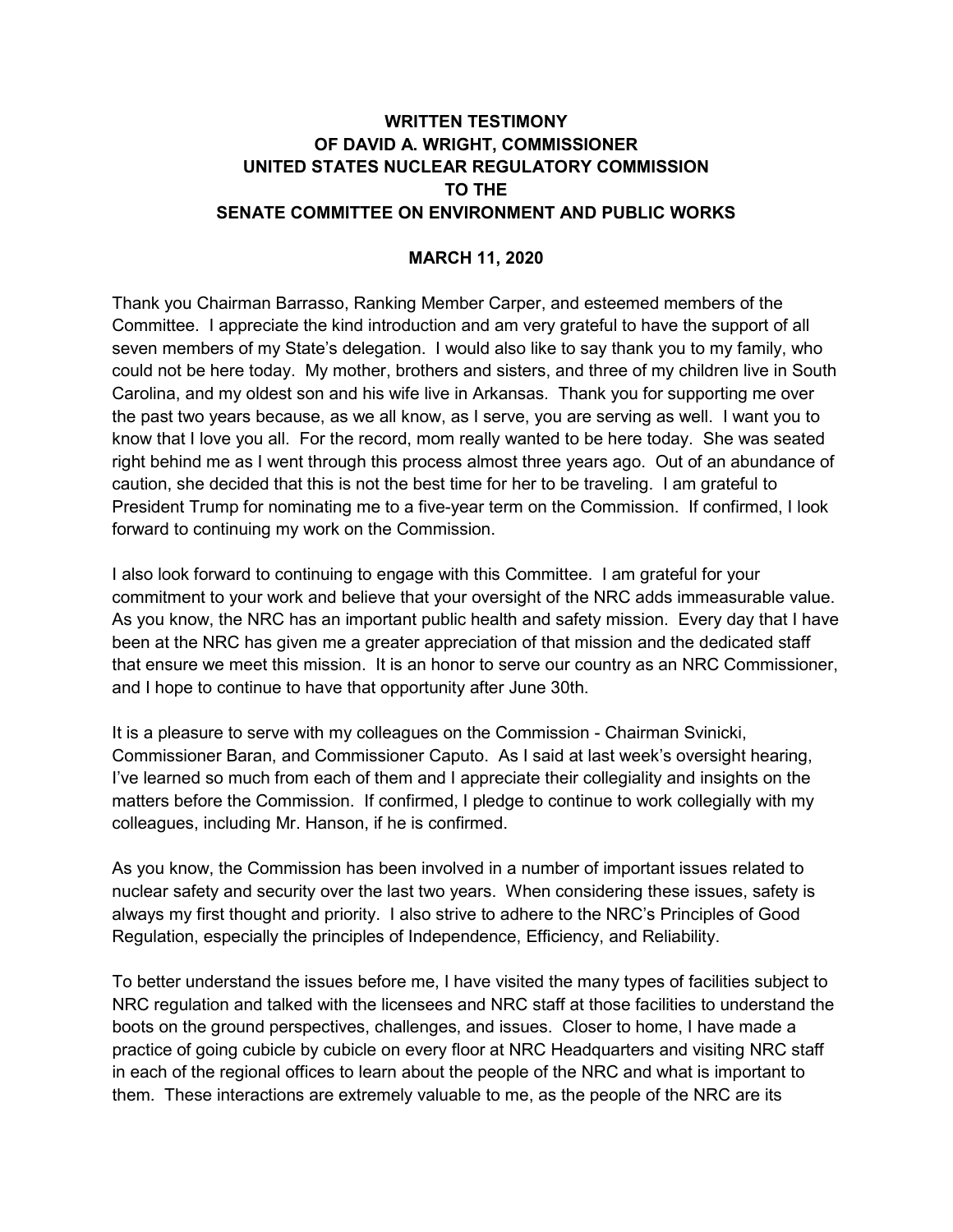**WRITTEN TESTIMONY**
**OF DAVID A. WRIGHT, COMMISSIONER**
**UNITED STATES NUCLEAR REGULATORY COMMISSION**
**TO THE**
**SENATE COMMITTEE ON ENVIRONMENT AND PUBLIC WORKS**

**MARCH 11, 2020**

Thank you Chairman Barrasso, Ranking Member Carper, and esteemed members of the Committee. I appreciate the kind introduction and am very grateful to have the support of all seven members of my State's delegation. I would also like to say thank you to my family, who could not be here today. My mother, brothers and sisters, and three of my children live in South Carolina, and my oldest son and his wife live in Arkansas. Thank you for supporting me over the past two years because, as we all know, as I serve, you are serving as well. I want you to know that I love you all. For the record, mom really wanted to be here today. She was seated right behind me as I went through this process almost three years ago. Out of an abundance of caution, she decided that this is not the best time for her to be traveling. I am grateful to President Trump for nominating me to a five-year term on the Commission. If confirmed, I look forward to continuing my work on the Commission.

I also look forward to continuing to engage with this Committee. I am grateful for your commitment to your work and believe that your oversight of the NRC adds immeasurable value. As you know, the NRC has an important public health and safety mission. Every day that I have been at the NRC has given me a greater appreciation of that mission and the dedicated staff that ensure we meet this mission. It is an honor to serve our country as an NRC Commissioner, and I hope to continue to have that opportunity after June 30th.

It is a pleasure to serve with my colleagues on the Commission - Chairman Svinicki, Commissioner Baran, and Commissioner Caputo. As I said at last week's oversight hearing, I've learned so much from each of them and I appreciate their collegiality and insights on the matters before the Commission. If confirmed, I pledge to continue to work collegially with my colleagues, including Mr. Hanson, if he is confirmed.

As you know, the Commission has been involved in a number of important issues related to nuclear safety and security over the last two years. When considering these issues, safety is always my first thought and priority. I also strive to adhere to the NRC's Principles of Good Regulation, especially the principles of Independence, Efficiency, and Reliability.

To better understand the issues before me, I have visited the many types of facilities subject to NRC regulation and talked with the licensees and NRC staff at those facilities to understand the boots on the ground perspectives, challenges, and issues. Closer to home, I have made a practice of going cubicle by cubicle on every floor at NRC Headquarters and visiting NRC staff in each of the regional offices to learn about the people of the NRC and what is important to them. These interactions are extremely valuable to me, as the people of the NRC are its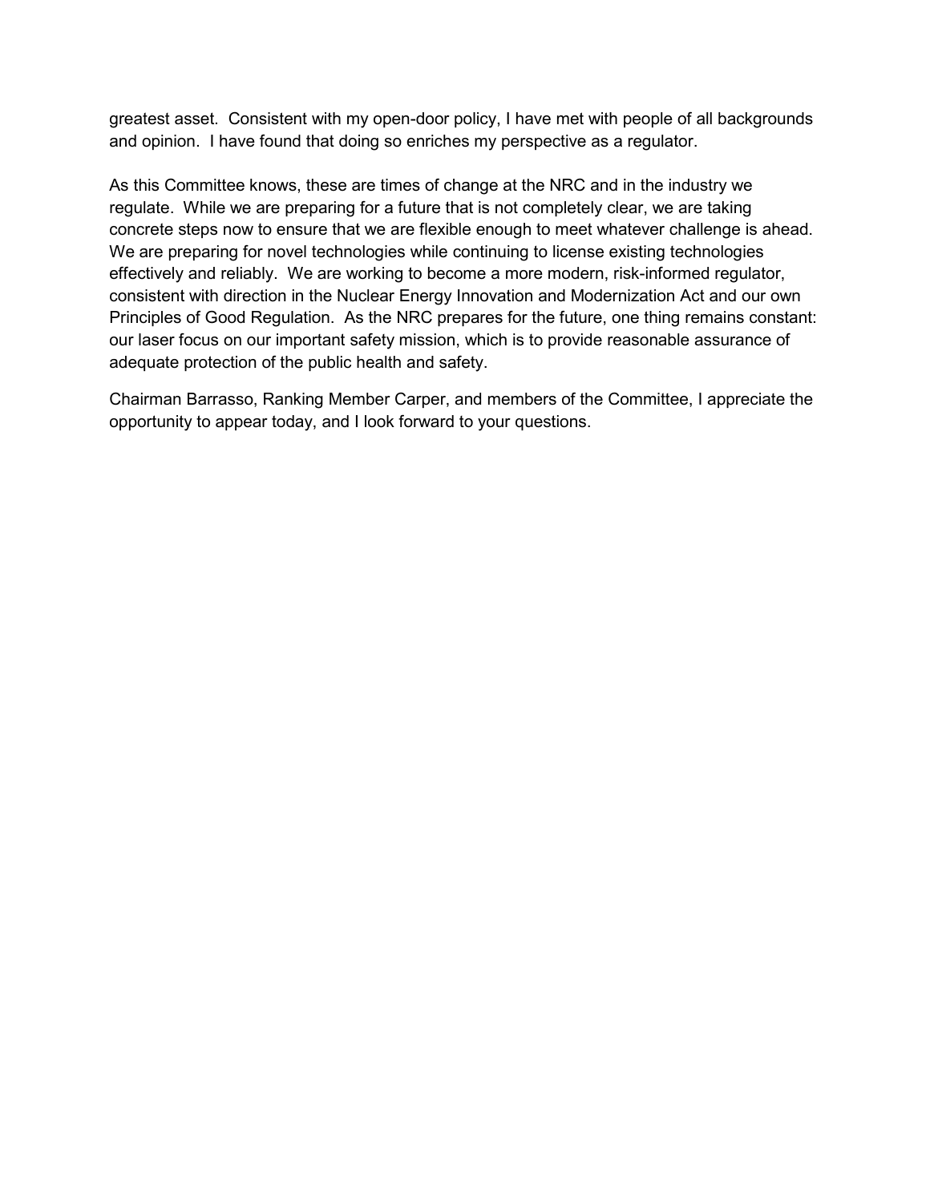greatest asset. Consistent with my open-door policy, I have met with people of all backgrounds and opinion. I have found that doing so enriches my perspective as a regulator.

As this Committee knows, these are times of change at the NRC and in the industry we regulate. While we are preparing for a future that is not completely clear, we are taking concrete steps now to ensure that we are flexible enough to meet whatever challenge is ahead. We are preparing for novel technologies while continuing to license existing technologies effectively and reliably. We are working to become a more modern, risk-informed regulator, consistent with direction in the Nuclear Energy Innovation and Modernization Act and our own Principles of Good Regulation. As the NRC prepares for the future, one thing remains constant: our laser focus on our important safety mission, which is to provide reasonable assurance of adequate protection of the public health and safety.

Chairman Barrasso, Ranking Member Carper, and members of the Committee, I appreciate the opportunity to appear today, and I look forward to your questions.